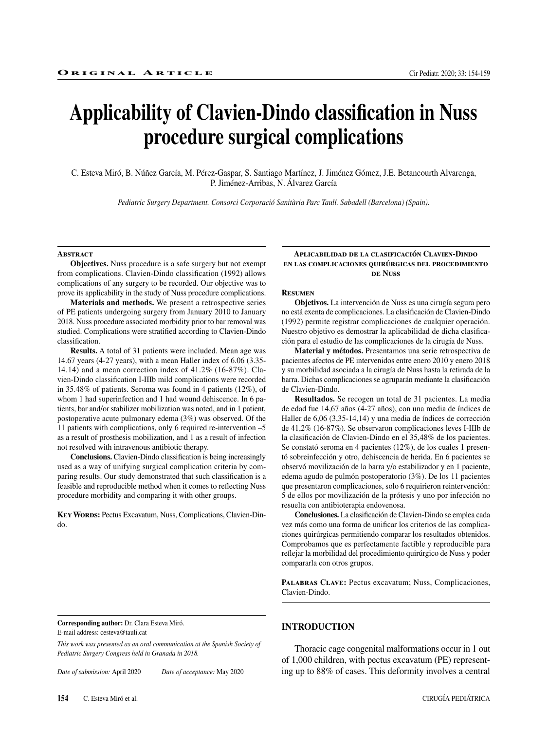**Original Article**

# Applicability of Clavien-Dindo classification in Nuss procedure surgical complications

C. Esteva Miró, B. Núñez García, M. Pérez-Gaspar, S. Santiago Martínez, J. Jiménez Gómez, J.E. Betancourth Alvarenga, P. Jiménez-Arribas, N. Álvarez García

*Pediatric Surgery Department. Consorci Corporació Sanitària Parc Taulí. Sabadell (Barcelona) (Spain).*

## Abstract

**Objectives.** Nuss procedure is a safe surgery but not exempt from complications. Clavien-Dindo classification (1992) allows complications of any surgery to be recorded. Our objective was to prove its applicability in the study of Nuss procedure complications.

**Materials and methods.** We present a retrospective series of PE patients undergoing surgery from January 2010 to January 2018. Nuss procedure associated morbidity prior to bar removal was studied. Complications were stratified according to Clavien-Dindo classification.

**Results.** A total of 31 patients were included. Mean age was 14.67 years (4-27 years), with a mean Haller index of 6.06 (3.35-14.14) and a mean correction index of 41.2% (16-87%). Clavien-Dindo classification I-IIIb mild complications were recorded in 35.48% of patients. Seroma was found in 4 patients (12%), of whom 1 had superinfection and 1 had wound dehiscence. In 6 patients, bar and/or stabilizer mobilization was noted, and in 1 patient, postoperative acute pulmonary edema (3%) was observed. Of the 11 patients with complications, only 6 required re-intervention –5 as a result of prosthesis mobilization, and 1 as a result of infection not resolved with intravenous antibiotic therapy.

**Conclusions.** Clavien-Dindo classification is being increasingly used as a way of unifying surgical complication criteria by comparing results. Our study demonstrated that such classification is a feasible and reproducible method when it comes to reflecting Nuss procedure morbidity and comparing it with other groups.

**Key Words:** Pectus Excavatum, Nuss, Complications, Clavien-Dindo.

### Aplicabilidad de la clasificación Clavien-Dindo en las complicaciones quirúrgicas del procedimiento de Nuss

## Resumen

**Objetivos.** La intervención de Nuss es una cirugía segura pero no está exenta de complicaciones. La clasificación de Clavien-Dindo (1992) permite registrar complicaciones de cualquier operación. Nuestro objetivo es demostrar la aplicabilidad de dicha clasificación para el estudio de las complicaciones de la cirugía de Nuss.

**Material y métodos.** Presentamos una serie retrospectiva de pacientes afectos de PE intervenidos entre enero 2010 y enero 2018 y su morbilidad asociada a la cirugía de Nuss hasta la retirada de la barra. Dichas complicaciones se agruparán mediante la clasificación de Clavien-Dindo.

**Resultados.** Se recogen un total de 31 pacientes. La media de edad fue 14,67 años (4-27 años), con una media de índices de Haller de 6,06 (3,35-14,14) y una media de índices de corrección de 41,2% (16-87%). Se observaron complicaciones leves I-IIIb de la clasificación de Clavien-Dindo en el 35,48% de los pacientes. Se constató seroma en 4 pacientes (12%), de los cuales 1 presentó sobreinfección y otro, dehiscencia de herida. En 6 pacientes se observó movilización de la barra y/o estabilizador y en 1 paciente, edema agudo de pulmón postoperatorio (3%). De los 11 pacientes que presentaron complicaciones, solo 6 requirieron reintervención: 5 de ellos por movilización de la prótesis y uno por infección no resuelta con antibioterapia endovenosa.

**Conclusiones.** La clasificación de Clavien-Dindo se emplea cada vez más como una forma de unificar los criterios de las complicaciones quirúrgicas permitiendo comparar los resultados obtenidos. Comprobamos que es perfectamente factible y reproducible para reflejar la morbilidad del procedimiento quirúrgico de Nuss y poder compararla con otros grupos.

**Palabras Clave:** Pectus excavatum; Nuss, Complicaciones, Clavien-Dindo.

**Corresponding author:** Dr. Clara Esteva Miró.
E-mail address: cesteva@tauli.cat

*This work was presented as an oral communication at the Spanish Society of Pediatric Surgery Congress held in Granada in 2018.*

*Date of submission:* April 2020 *Date of acceptance:* May 2020

## INTRODUCTION

Thoracic cage congenital malformations occur in 1 out of 1,000 children, with pectus excavatum (PE) representing up to 88% of cases. This deformity involves a central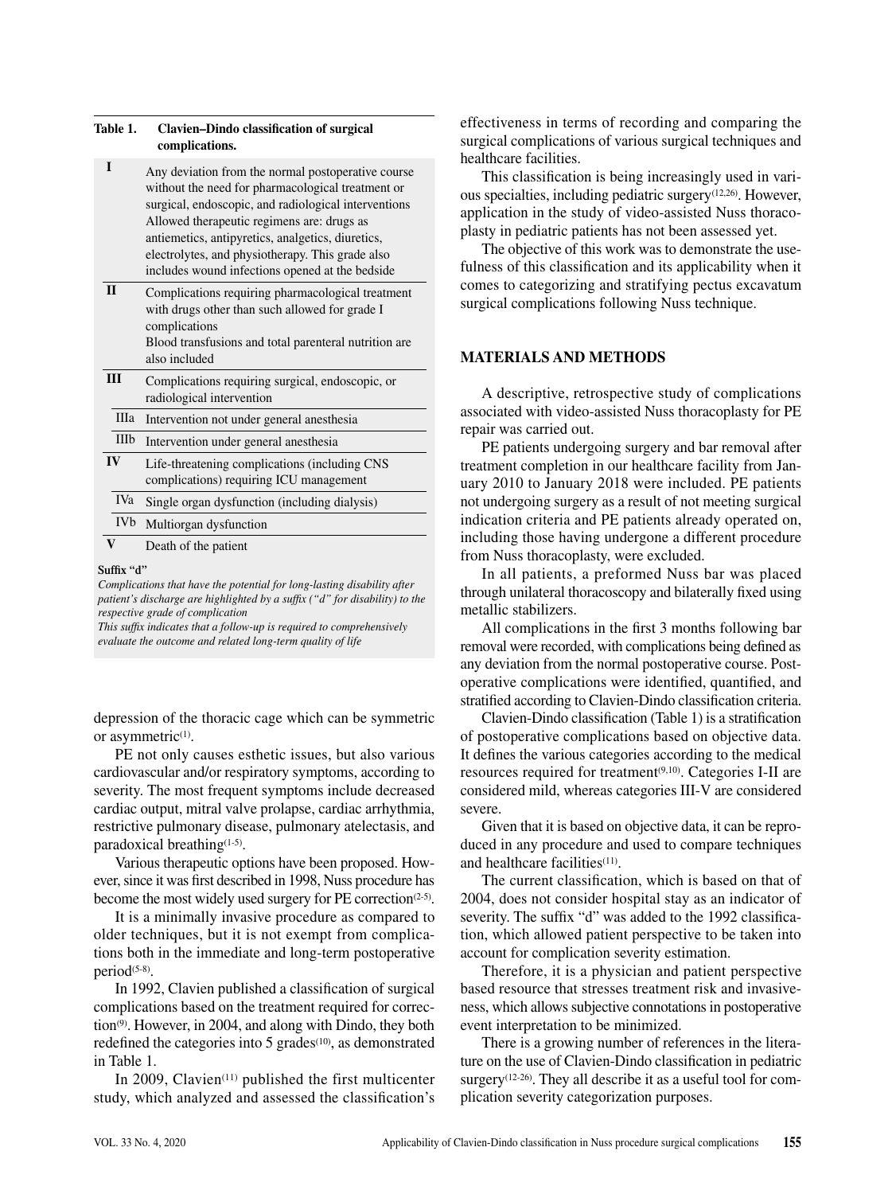**Table 1. Clavien–Dindo classification of surgical complications.**

| | |
|---|---|
| **I** | Any deviation from the normal postoperative course without the need for pharmacological treatment or surgical, endoscopic, and radiological interventions Allowed therapeutic regimens are: drugs as antiemetics, antipyretics, analgetics, diuretics, electrolytes, and physiotherapy. This grade also includes wound infections opened at the bedside |
| **II** | Complications requiring pharmacological treatment with drugs other than such allowed for grade I complications Blood transfusions and total parenteral nutrition are also included |
| **III** | Complications requiring surgical, endoscopic, or radiological intervention |
| IIIa | Intervention not under general anesthesia |
| IIIb | Intervention under general anesthesia |
| **IV** | Life-threatening complications (including CNS complications) requiring ICU management |
| IVa | Single organ dysfunction (including dialysis) |
| IVb | Multiorgan dysfunction |
| **V** | Death of the patient |

**Suffix "d"**

*Complications that have the potential for long-lasting disability after patient's discharge are highlighted by a suffix ("d" for disability) to the respective grade of complication*

*This suffix indicates that a follow-up is required to comprehensively evaluate the outcome and related long-term quality of life*

depression of the thoracic cage which can be symmetric or asymmetric[1].

PE not only causes esthetic issues, but also various cardiovascular and/or respiratory symptoms, according to severity. The most frequent symptoms include decreased cardiac output, mitral valve prolapse, cardiac arrhythmia, restrictive pulmonary disease, pulmonary atelectasis, and paradoxical breathing[1-5].

Various therapeutic options have been proposed. However, since it was first described in 1998, Nuss procedure has become the most widely used surgery for PE correction[2-5].

It is a minimally invasive procedure as compared to older techniques, but it is not exempt from complications both in the immediate and long-term postoperative period[5-8].

In 1992, Clavien published a classification of surgical complications based on the treatment required for correction[9]. However, in 2004, and along with Dindo, they both redefined the categories into 5 grades[10], as demonstrated in Table 1.

In 2009, Clavien[11] published the first multicenter study, which analyzed and assessed the classification's effectiveness in terms of recording and comparing the surgical complications of various surgical techniques and healthcare facilities.

This classification is being increasingly used in various specialties, including pediatric surgery[12,26]. However, application in the study of video-assisted Nuss thoracoplasty in pediatric patients has not been assessed yet.

The objective of this work was to demonstrate the usefulness of this classification and its applicability when it comes to categorizing and stratifying pectus excavatum surgical complications following Nuss technique.

## MATERIALS AND METHODS

A descriptive, retrospective study of complications associated with video-assisted Nuss thoracoplasty for PE repair was carried out.

PE patients undergoing surgery and bar removal after treatment completion in our healthcare facility from January 2010 to January 2018 were included. PE patients not undergoing surgery as a result of not meeting surgical indication criteria and PE patients already operated on, including those having undergone a different procedure from Nuss thoracoplasty, were excluded.

In all patients, a preformed Nuss bar was placed through unilateral thoracoscopy and bilaterally fixed using metallic stabilizers.

All complications in the first 3 months following bar removal were recorded, with complications being defined as any deviation from the normal postoperative course. Postoperative complications were identified, quantified, and stratified according to Clavien-Dindo classification criteria.

Clavien-Dindo classification (Table 1) is a stratification of postoperative complications based on objective data. It defines the various categories according to the medical resources required for treatment[9,10]. Categories I-II are considered mild, whereas categories III-V are considered severe.

Given that it is based on objective data, it can be reproduced in any procedure and used to compare techniques and healthcare facilities[11].

The current classification, which is based on that of 2004, does not consider hospital stay as an indicator of severity. The suffix "d" was added to the 1992 classification, which allowed patient perspective to be taken into account for complication severity estimation.

Therefore, it is a physician and patient perspective based resource that stresses treatment risk and invasiveness, which allows subjective connotations in postoperative event interpretation to be minimized.

There is a growing number of references in the literature on the use of Clavien-Dindo classification in pediatric surgery[12-26]. They all describe it as a useful tool for complication severity categorization purposes.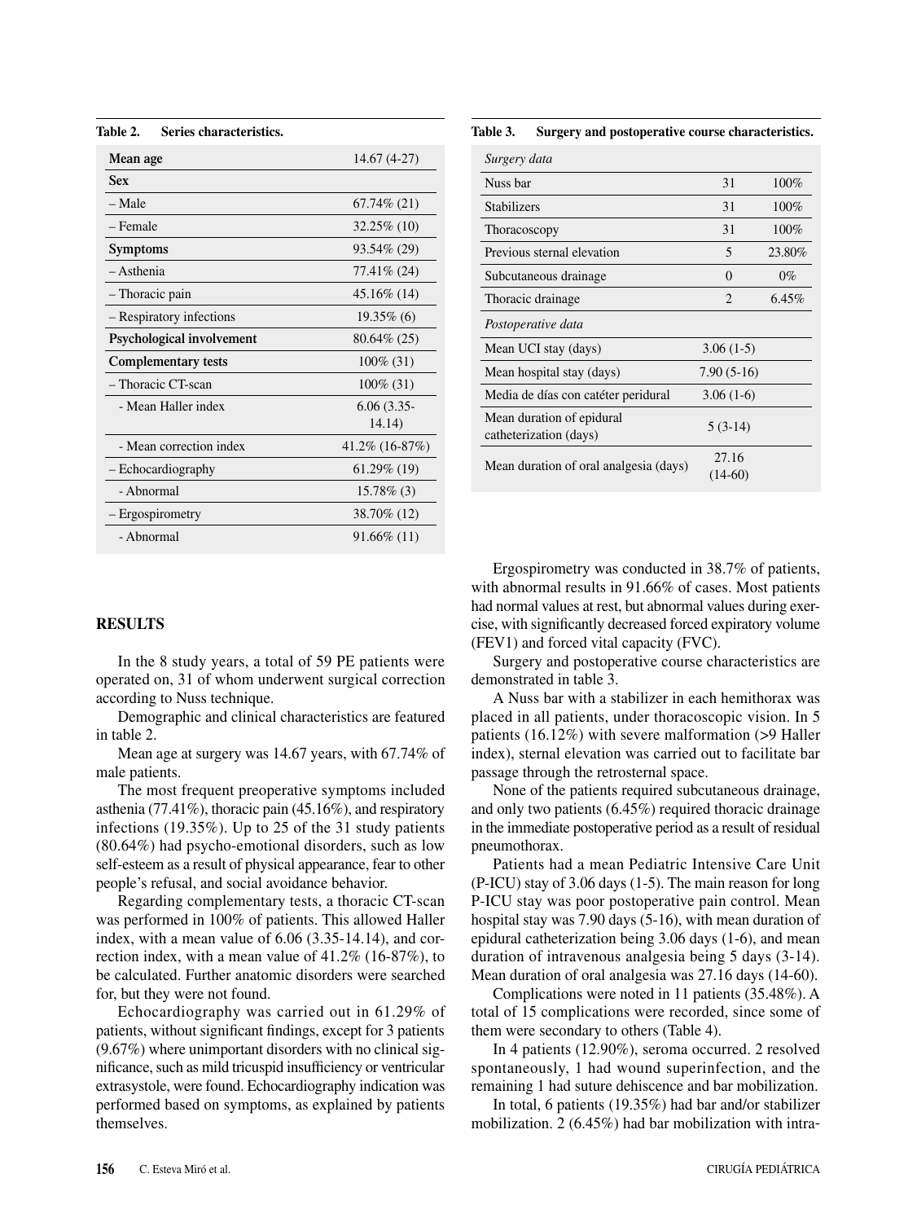**Table 2. Series characteristics.**

| | |
|---|---|
| **Mean age** | 14.67 (4-27) |
| **Sex** | |
| – Male | 67.74% (21) |
| – Female | 32.25% (10) |
| **Symptoms** | 93.54% (29) |
| – Asthenia | 77.41% (24) |
| – Thoracic pain | 45.16% (14) |
| – Respiratory infections | 19.35% (6) |
| **Psychological involvement** | 80.64% (25) |
| **Complementary tests** | 100% (31) |
| – Thoracic CT-scan | 100% (31) |
| - Mean Haller index | 6.06 (3.35-14.14) |
| - Mean correction index | 41.2% (16-87%) |
| – Echocardiography | 61.29% (19) |
| - Abnormal | 15.78% (3) |
| – Ergospirometry | 38.70% (12) |
| - Abnormal | 91.66% (11) |

**Table 3. Surgery and postoperative course characteristics.**

| | | |
|---|---|---|
| *Surgery data* | | |
| Nuss bar | 31 | 100% |
| Stabilizers | 31 | 100% |
| Thoracoscopy | 31 | 100% |
| Previous sternal elevation | 5 | 23.80% |
| Subcutaneous drainage | 0 | 0% |
| Thoracic drainage | 2 | 6.45% |
| *Postoperative data* | | |
| Mean UCI stay (days) | 3.06 (1-5) | |
| Mean hospital stay (days) | 7.90 (5-16) | |
| Media de días con catéter peridural | 3.06 (1-6) | |
| Mean duration of epidural catheterization (days) | 5 (3-14) | |
| Mean duration of oral analgesia (days) | 27.16 (14-60) | |

## RESULTS

In the 8 study years, a total of 59 PE patients were operated on, 31 of whom underwent surgical correction according to Nuss technique.

Demographic and clinical characteristics are featured in table 2.

Mean age at surgery was 14.67 years, with 67.74% of male patients.

The most frequent preoperative symptoms included asthenia (77.41%), thoracic pain (45.16%), and respiratory infections (19.35%). Up to 25 of the 31 study patients (80.64%) had psycho-emotional disorders, such as low self-esteem as a result of physical appearance, fear to other people's refusal, and social avoidance behavior.

Regarding complementary tests, a thoracic CT-scan was performed in 100% of patients. This allowed Haller index, with a mean value of 6.06 (3.35-14.14), and correction index, with a mean value of 41.2% (16-87%), to be calculated. Further anatomic disorders were searched for, but they were not found.

Echocardiography was carried out in 61.29% of patients, without significant findings, except for 3 patients (9.67%) where unimportant disorders with no clinical significance, such as mild tricuspid insufficiency or ventricular extrasystole, were found. Echocardiography indication was performed based on symptoms, as explained by patients themselves.

Ergospirometry was conducted in 38.7% of patients, with abnormal results in 91.66% of cases. Most patients had normal values at rest, but abnormal values during exercise, with significantly decreased forced expiratory volume (FEV1) and forced vital capacity (FVC).

Surgery and postoperative course characteristics are demonstrated in table 3.

A Nuss bar with a stabilizer in each hemithorax was placed in all patients, under thoracoscopic vision. In 5 patients (16.12%) with severe malformation (>9 Haller index), sternal elevation was carried out to facilitate bar passage through the retrosternal space.

None of the patients required subcutaneous drainage, and only two patients (6.45%) required thoracic drainage in the immediate postoperative period as a result of residual pneumothorax.

Patients had a mean Pediatric Intensive Care Unit (P-ICU) stay of 3.06 days (1-5). The main reason for long P-ICU stay was poor postoperative pain control. Mean hospital stay was 7.90 days (5-16), with mean duration of epidural catheterization being 3.06 days (1-6), and mean duration of intravenous analgesia being 5 days (3-14). Mean duration of oral analgesia was 27.16 days (14-60).

Complications were noted in 11 patients (35.48%). A total of 15 complications were recorded, since some of them were secondary to others (Table 4).

In 4 patients (12.90%), seroma occurred. 2 resolved spontaneously, 1 had wound superinfection, and the remaining 1 had suture dehiscence and bar mobilization.

In total, 6 patients (19.35%) had bar and/or stabilizer mobilization. 2 (6.45%) had bar mobilization with intra-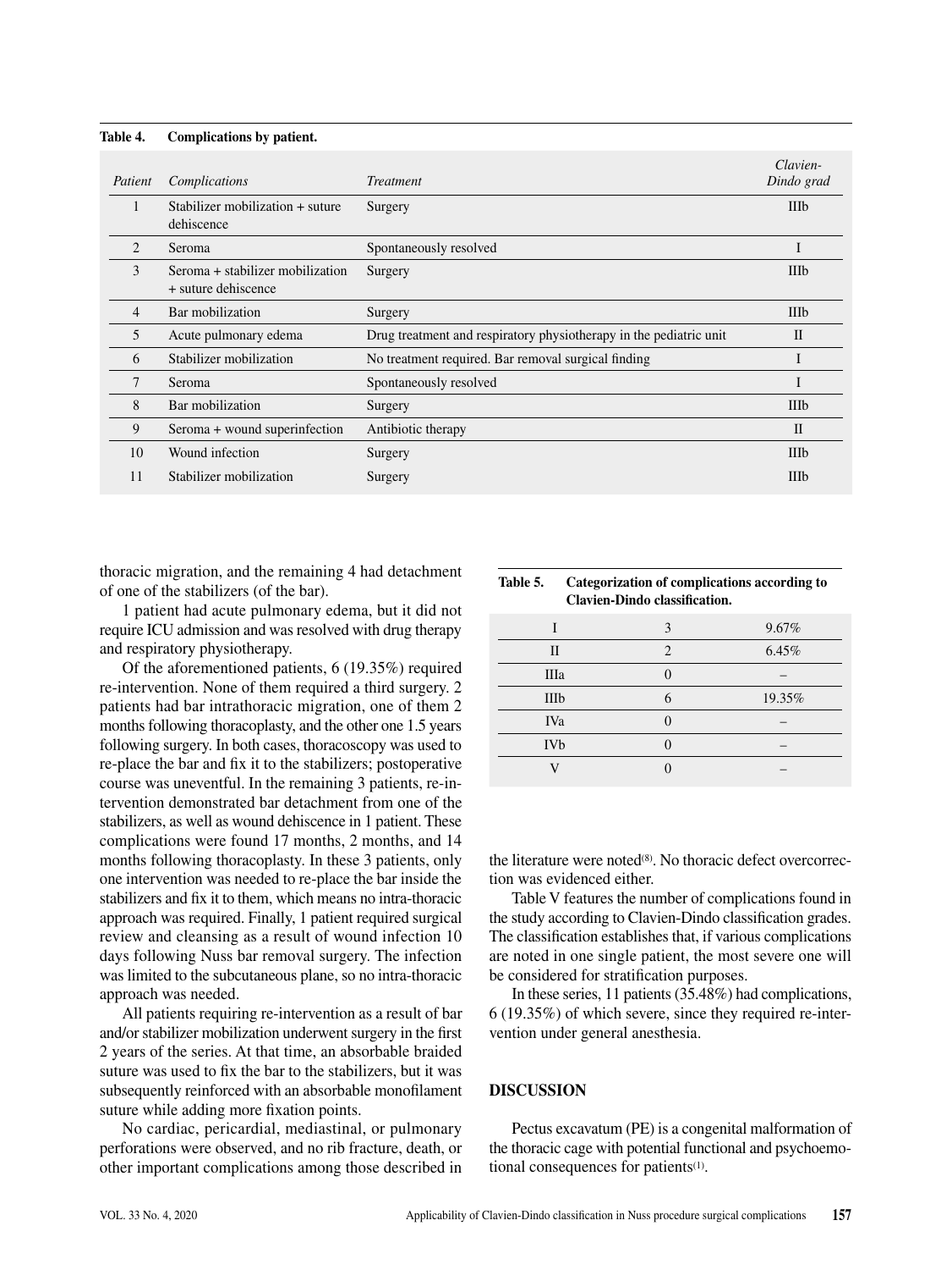**Table 4. Complications by patient.**

| Patient | Complications | Treatment | Clavien-Dindo grad |
|---|---|---|---|
| 1 | Stabilizer mobilization + suture dehiscence | Surgery | IIIb |
| 2 | Seroma | Spontaneously resolved | I |
| 3 | Seroma + stabilizer mobilization + suture dehiscence | Surgery | IIIb |
| 4 | Bar mobilization | Surgery | IIIb |
| 5 | Acute pulmonary edema | Drug treatment and respiratory physiotherapy in the pediatric unit | II |
| 6 | Stabilizer mobilization | No treatment required. Bar removal surgical finding | I |
| 7 | Seroma | Spontaneously resolved | I |
| 8 | Bar mobilization | Surgery | IIIb |
| 9 | Seroma + wound superinfection | Antibiotic therapy | II |
| 10 | Wound infection | Surgery | IIIb |
| 11 | Stabilizer mobilization | Surgery | IIIb |

thoracic migration, and the remaining 4 had detachment of one of the stabilizers (of the bar).

1 patient had acute pulmonary edema, but it did not require ICU admission and was resolved with drug therapy and respiratory physiotherapy.

Of the aforementioned patients, 6 (19.35%) required re-intervention. None of them required a third surgery. 2 patients had bar intrathoracic migration, one of them 2 months following thoracoplasty, and the other one 1.5 years following surgery. In both cases, thoracoscopy was used to re-place the bar and fix it to the stabilizers; postoperative course was uneventful. In the remaining 3 patients, re-intervention demonstrated bar detachment from one of the stabilizers, as well as wound dehiscence in 1 patient. These complications were found 17 months, 2 months, and 14 months following thoracoplasty. In these 3 patients, only one intervention was needed to re-place the bar inside the stabilizers and fix it to them, which means no intra-thoracic approach was required. Finally, 1 patient required surgical review and cleansing as a result of wound infection 10 days following Nuss bar removal surgery. The infection was limited to the subcutaneous plane, so no intra-thoracic approach was needed.

All patients requiring re-intervention as a result of bar and/or stabilizer mobilization underwent surgery in the first 2 years of the series. At that time, an absorbable braided suture was used to fix the bar to the stabilizers, but it was subsequently reinforced with an absorbable monofilament suture while adding more fixation points.

No cardiac, pericardial, mediastinal, or pulmonary perforations were observed, and no rib fracture, death, or other important complications among those described in the literature were noted[8]. No thoracic defect overcorrection was evidenced either.

**Table 5. Categorization of complications according to Clavien-Dindo classification.**

| | | |
|---|---|---|
| I | 3 | 9.67% |
| II | 2 | 6.45% |
| IIIa | 0 | – |
| IIIb | 6 | 19.35% |
| IVa | 0 | – |
| IVb | 0 | – |
| V | 0 | – |

Table V features the number of complications found in the study according to Clavien-Dindo classification grades. The classification establishes that, if various complications are noted in one single patient, the most severe one will be considered for stratification purposes.

In these series, 11 patients (35.48%) had complications, 6 (19.35%) of which severe, since they required re-intervention under general anesthesia.

## DISCUSSION

Pectus excavatum (PE) is a congenital malformation of the thoracic cage with potential functional and psychoemotional consequences for patients[1].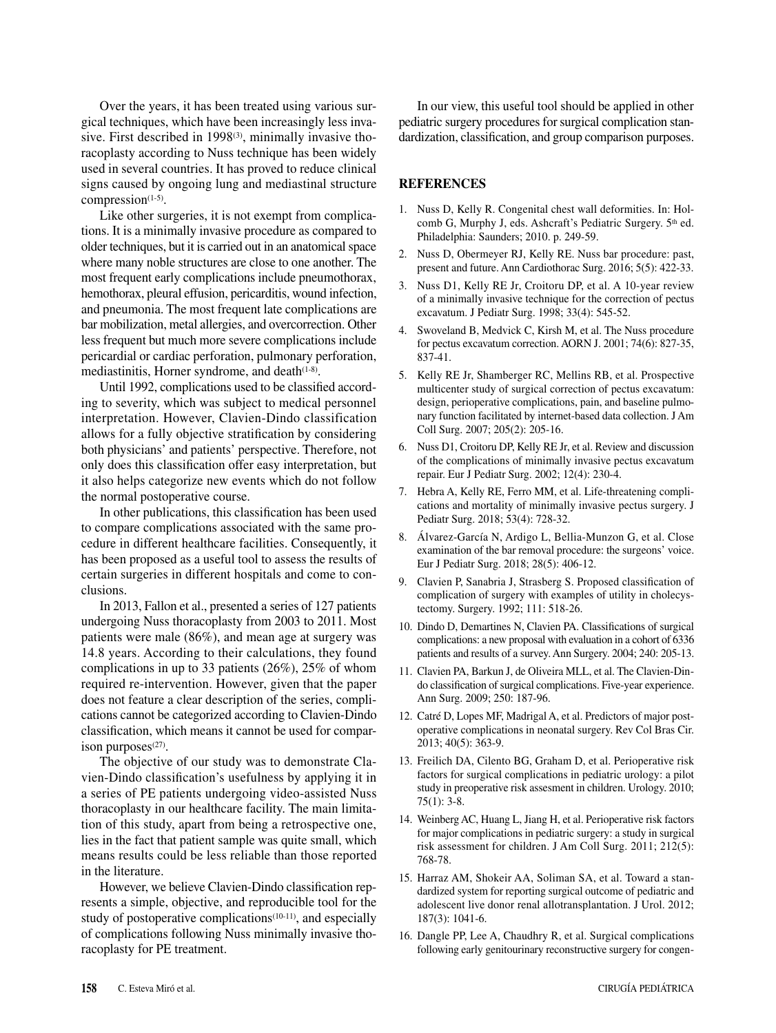Over the years, it has been treated using various surgical techniques, which have been increasingly less invasive. First described in 1998[3], minimally invasive thoracoplasty according to Nuss technique has been widely used in several countries. It has proved to reduce clinical signs caused by ongoing lung and mediastinal structure compression[1-5].

Like other surgeries, it is not exempt from complications. It is a minimally invasive procedure as compared to older techniques, but it is carried out in an anatomical space where many noble structures are close to one another. The most frequent early complications include pneumothorax, hemothorax, pleural effusion, pericarditis, wound infection, and pneumonia. The most frequent late complications are bar mobilization, metal allergies, and overcorrection. Other less frequent but much more severe complications include pericardial or cardiac perforation, pulmonary perforation, mediastinitis, Horner syndrome, and death[1-8].

Until 1992, complications used to be classified according to severity, which was subject to medical personnel interpretation. However, Clavien-Dindo classification allows for a fully objective stratification by considering both physicians' and patients' perspective. Therefore, not only does this classification offer easy interpretation, but it also helps categorize new events which do not follow the normal postoperative course.

In other publications, this classification has been used to compare complications associated with the same procedure in different healthcare facilities. Consequently, it has been proposed as a useful tool to assess the results of certain surgeries in different hospitals and come to conclusions.

In 2013, Fallon et al., presented a series of 127 patients undergoing Nuss thoracoplasty from 2003 to 2011. Most patients were male (86%), and mean age at surgery was 14.8 years. According to their calculations, they found complications in up to 33 patients (26%), 25% of whom required re-intervention. However, given that the paper does not feature a clear description of the series, complications cannot be categorized according to Clavien-Dindo classification, which means it cannot be used for comparison purposes[27].

The objective of our study was to demonstrate Clavien-Dindo classification's usefulness by applying it in a series of PE patients undergoing video-assisted Nuss thoracoplasty in our healthcare facility. The main limitation of this study, apart from being a retrospective one, lies in the fact that patient sample was quite small, which means results could be less reliable than those reported in the literature.

However, we believe Clavien-Dindo classification represents a simple, objective, and reproducible tool for the study of postoperative complications[10-11], and especially of complications following Nuss minimally invasive thoracoplasty for PE treatment.

In our view, this useful tool should be applied in other pediatric surgery procedures for surgical complication standardization, classification, and group comparison purposes.

## REFERENCES

1. Nuss D, Kelly R. Congenital chest wall deformities. In: Holcomb G, Murphy J, eds. Ashcraft's Pediatric Surgery. 5th ed. Philadelphia: Saunders; 2010. p. 249-59.
2. Nuss D, Obermeyer RJ, Kelly RE. Nuss bar procedure: past, present and future. Ann Cardiothorac Surg. 2016; 5(5): 422-33.
3. Nuss D1, Kelly RE Jr, Croitoru DP, et al. A 10-year review of a minimally invasive technique for the correction of pectus excavatum. J Pediatr Surg. 1998; 33(4): 545-52.
4. Swoveland B, Medvick C, Kirsh M, et al. The Nuss procedure for pectus excavatum correction. AORN J. 2001; 74(6): 827-35, 837-41.
5. Kelly RE Jr, Shamberger RC, Mellins RB, et al. Prospective multicenter study of surgical correction of pectus excavatum: design, perioperative complications, pain, and baseline pulmonary function facilitated by internet-based data collection. J Am Coll Surg. 2007; 205(2): 205-16.
6. Nuss D1, Croitoru DP, Kelly RE Jr, et al. Review and discussion of the complications of minimally invasive pectus excavatum repair. Eur J Pediatr Surg. 2002; 12(4): 230-4.
7. Hebra A, Kelly RE, Ferro MM, et al. Life-threatening complications and mortality of minimally invasive pectus surgery. J Pediatr Surg. 2018; 53(4): 728-32.
8. Álvarez-García N, Ardigo L, Bellia-Munzon G, et al. Close examination of the bar removal procedure: the surgeons' voice. Eur J Pediatr Surg. 2018; 28(5): 406-12.
9. Clavien P, Sanabria J, Strasberg S. Proposed classification of complication of surgery with examples of utility in cholecystectomy. Surgery. 1992; 111: 518-26.
10. Dindo D, Demartines N, Clavien PA. Classifications of surgical complications: a new proposal with evaluation in a cohort of 6336 patients and results of a survey. Ann Surgery. 2004; 240: 205-13.
11. Clavien PA, Barkun J, de Oliveira MLL, et al. The Clavien-Dindo classification of surgical complications. Five-year experience. Ann Surg. 2009; 250: 187-96.
12. Catré D, Lopes MF, Madrigal A, et al. Predictors of major postoperative complications in neonatal surgery. Rev Col Bras Cir. 2013; 40(5): 363-9.
13. Freilich DA, Cilento BG, Graham D, et al. Perioperative risk factors for surgical complications in pediatric urology: a pilot study in preoperative risk assesment in children. Urology. 2010; 75(1): 3-8.
14. Weinberg AC, Huang L, Jiang H, et al. Perioperative risk factors for major complications in pediatric surgery: a study in surgical risk assessment for children. J Am Coll Surg. 2011; 212(5): 768-78.
15. Harraz AM, Shokeir AA, Soliman SA, et al. Toward a standardized system for reporting surgical outcome of pediatric and adolescent live donor renal allotransplantation. J Urol. 2012; 187(3): 1041-6.
16. Dangle PP, Lee A, Chaudhry R, et al. Surgical complications following early genitourinary reconstructive surgery for congen-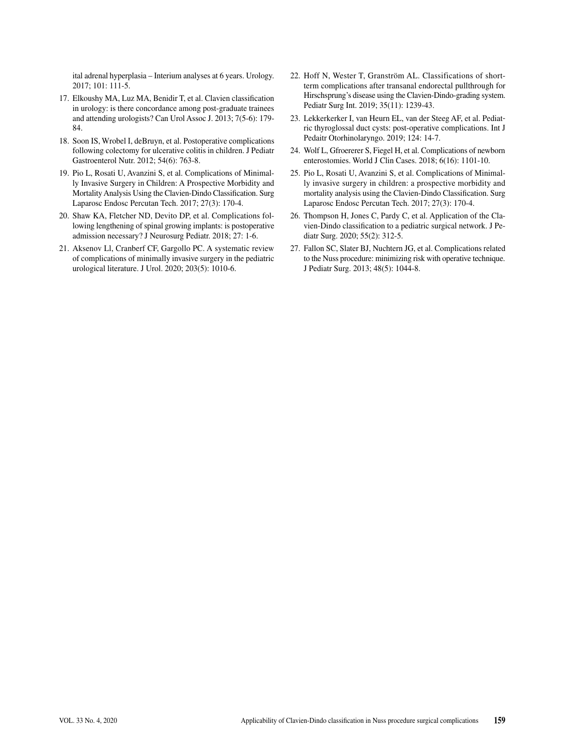ital adrenal hyperplasia – Interium analyses at 6 years. Urology. 2017; 101: 111-5.

17. Elkoushy MA, Luz MA, Benidir T, et al. Clavien classification in urology: is there concordance among post-graduate trainees and attending urologists? Can Urol Assoc J. 2013; 7(5-6): 179-84.
18. Soon IS, Wrobel I, deBruyn, et al. Postoperative complications following colectomy for ulcerative colitis in children. J Pediatr Gastroenterol Nutr. 2012; 54(6): 763-8.
19. Pio L, Rosati U, Avanzini S, et al. Complications of Minimally Invasive Surgery in Children: A Prospective Morbidity and Mortality Analysis Using the Clavien-Dindo Classification. Surg Laparosc Endosc Percutan Tech. 2017; 27(3): 170-4.
20. Shaw KA, Fletcher ND, Devito DP, et al. Complications following lengthening of spinal growing implants: is postoperative admission necessary? J Neurosurg Pediatr. 2018; 27: 1-6.
21. Aksenov Ll, Cranberf CF, Gargollo PC. A systematic review of complications of minimally invasive surgery in the pediatric urological literature. J Urol. 2020; 203(5): 1010-6.
22. Hoff N, Wester T, Granström AL. Classifications of short-term complications after transanal endorectal pullthrough for Hirschsprung's disease using the Clavien-Dindo-grading system. Pediatr Surg Int. 2019; 35(11): 1239-43.
23. Lekkerkerker I, van Heurn EL, van der Steeg AF, et al. Pediatric thyroglossal duct cysts: post-operative complications. Int J Pedaitr Otorhinolaryngo. 2019; 124: 14-7.
24. Wolf L, Gfroererer S, Fiegel H, et al. Complications of newborn enterostomies. World J Clin Cases. 2018; 6(16): 1101-10.
25. Pio L, Rosati U, Avanzini S, et al. Complications of Minimally invasive surgery in children: a prospective morbidity and mortality analysis using the Clavien-Dindo Classification. Surg Laparosc Endosc Percutan Tech. 2017; 27(3): 170-4.
26. Thompson H, Jones C, Pardy C, et al. Application of the Clavien-Dindo classification to a pediatric surgical network. J Pediatr Surg. 2020; 55(2): 312-5.
27. Fallon SC, Slater BJ, Nuchtern JG, et al. Complications related to the Nuss procedure: minimizing risk with operative technique. J Pediatr Surg. 2013; 48(5): 1044-8.